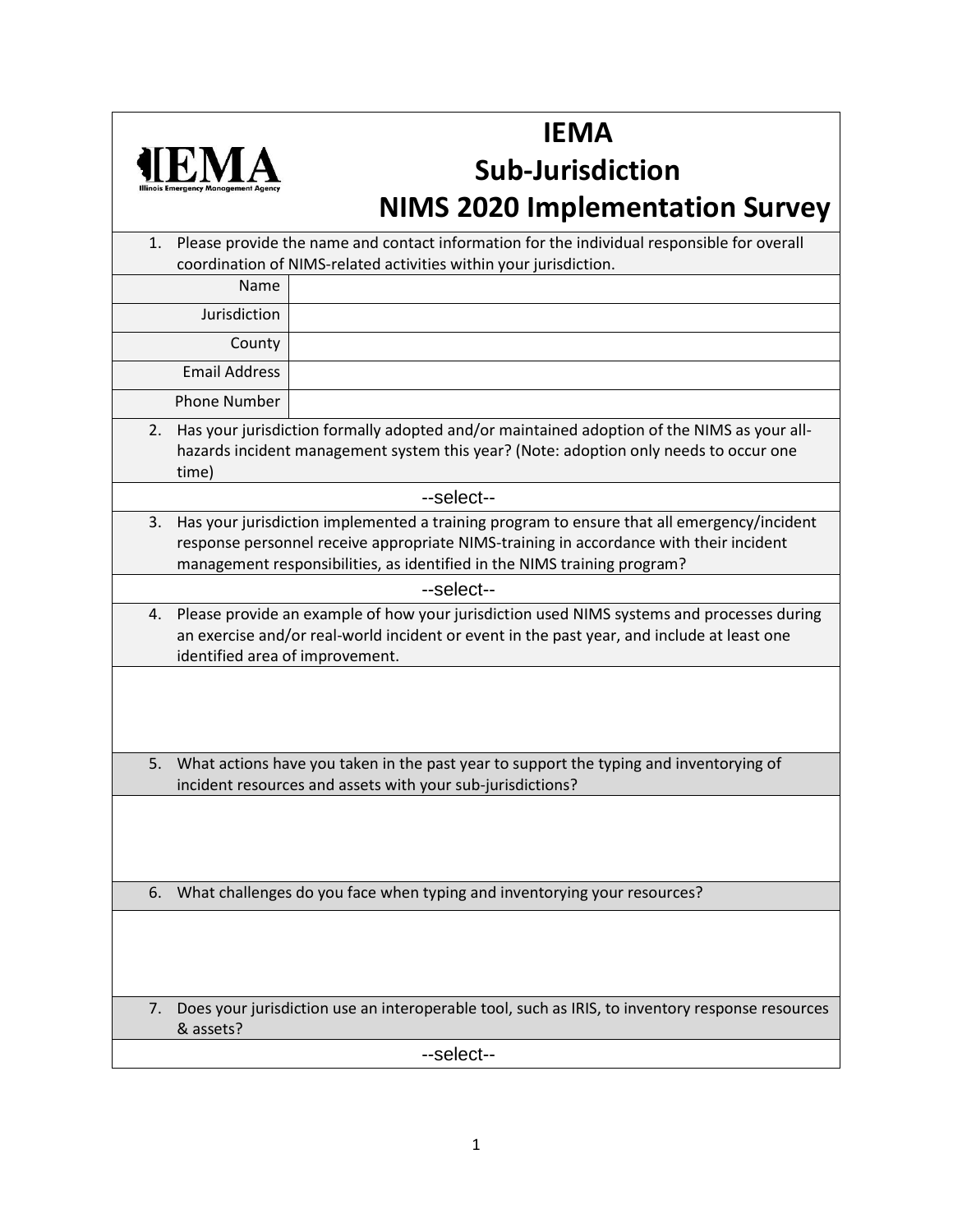# IEMA Sub-Jurisdiction NIMS 2020 Implementation Survey

1. Please provide the name and contact information for the individual responsible for overall coordination of NIMS-related activities within your jurisdiction.

| | |
|---|---|
| Name | |
| Jurisdiction | |
| County | |
| Email Address | |
| Phone Number | |

2. Has your jurisdiction formally adopted and/or maintained adoption of the NIMS as your all-hazards incident management system this year? (Note: adoption only needs to occur one time)

--select--

3. Has your jurisdiction implemented a training program to ensure that all emergency/incident response personnel receive appropriate NIMS-training in accordance with their incident management responsibilities, as identified in the NIMS training program?

--select--

4. Please provide an example of how your jurisdiction used NIMS systems and processes during an exercise and/or real-world incident or event in the past year, and include at least one identified area of improvement.

5. What actions have you taken in the past year to support the typing and inventorying of incident resources and assets with your sub-jurisdictions?

6. What challenges do you face when typing and inventorying your resources?

7. Does your jurisdiction use an interoperable tool, such as IRIS, to inventory response resources & assets?

--select--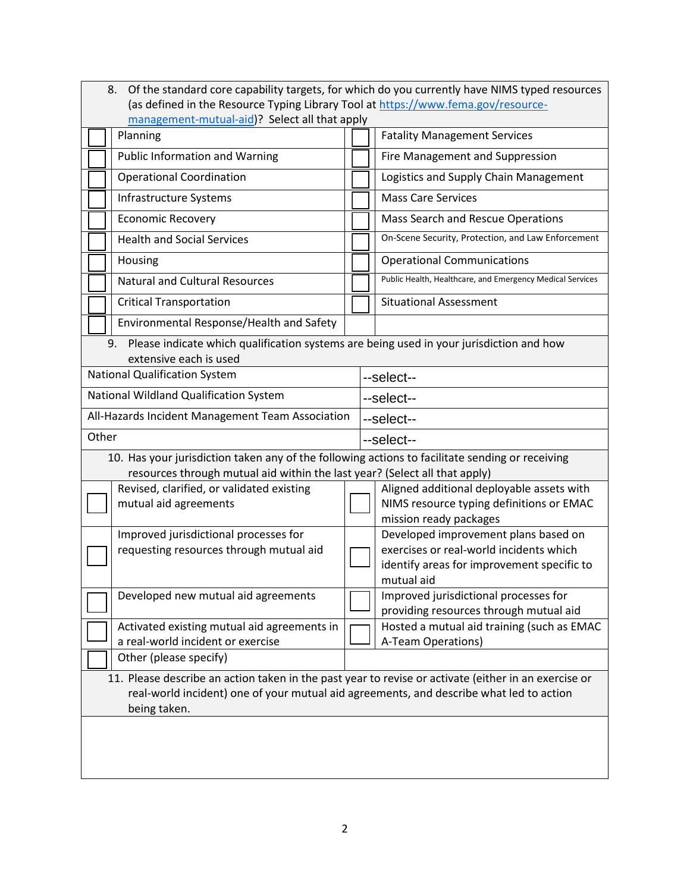8. Of the standard core capability targets, for which do you currently have NIMS typed resources (as defined in the Resource Typing Library Tool at [https://www.fema.gov/resource-management-mutual-aid](https://www.fema.gov/resource-management-mutual-aid))? Select all that apply

| ☐ | Planning | ☐ | Fatality Management Services |
|---|---|---|---|
| ☐ | Public Information and Warning | ☐ | Fire Management and Suppression |
| ☐ | Operational Coordination | ☐ | Logistics and Supply Chain Management |
| ☐ | Infrastructure Systems | ☐ | Mass Care Services |
| ☐ | Economic Recovery | ☐ | Mass Search and Rescue Operations |
| ☐ | Health and Social Services | ☐ | On-Scene Security, Protection, and Law Enforcement |
| ☐ | Housing | ☐ | Operational Communications |
| ☐ | Natural and Cultural Resources | ☐ | Public Health, Healthcare, and Emergency Medical Services |
| ☐ | Critical Transportation | ☐ | Situational Assessment |
| ☐ | Environmental Response/Health and Safety | | |

9. Please indicate which qualification systems are being used in your jurisdiction and how extensive each is used

| | |
|---|---|
| National Qualification System | --select-- |
| National Wildland Qualification System | --select-- |
| All-Hazards Incident Management Team Association | --select-- |
| Other | --select-- |

10. Has your jurisdiction taken any of the following actions to facilitate sending or receiving resources through mutual aid within the last year? (Select all that apply)

| ☐ | Revised, clarified, or validated existing mutual aid agreements | ☐ | Aligned additional deployable assets with NIMS resource typing definitions or EMAC mission ready packages |
|---|---|---|---|
| ☐ | Improved jurisdictional processes for requesting resources through mutual aid | ☐ | Developed improvement plans based on exercises or real-world incidents which identify areas for improvement specific to mutual aid |
| ☐ | Developed new mutual aid agreements | ☐ | Improved jurisdictional processes for providing resources through mutual aid |
| ☐ | Activated existing mutual aid agreements in a real-world incident or exercise | ☐ | Hosted a mutual aid training (such as EMAC A-Team Operations) |
| ☐ | Other (please specify) | | |

11. Please describe an action taken in the past year to revise or activate (either in an exercise or real-world incident) one of your mutual aid agreements, and describe what led to action being taken.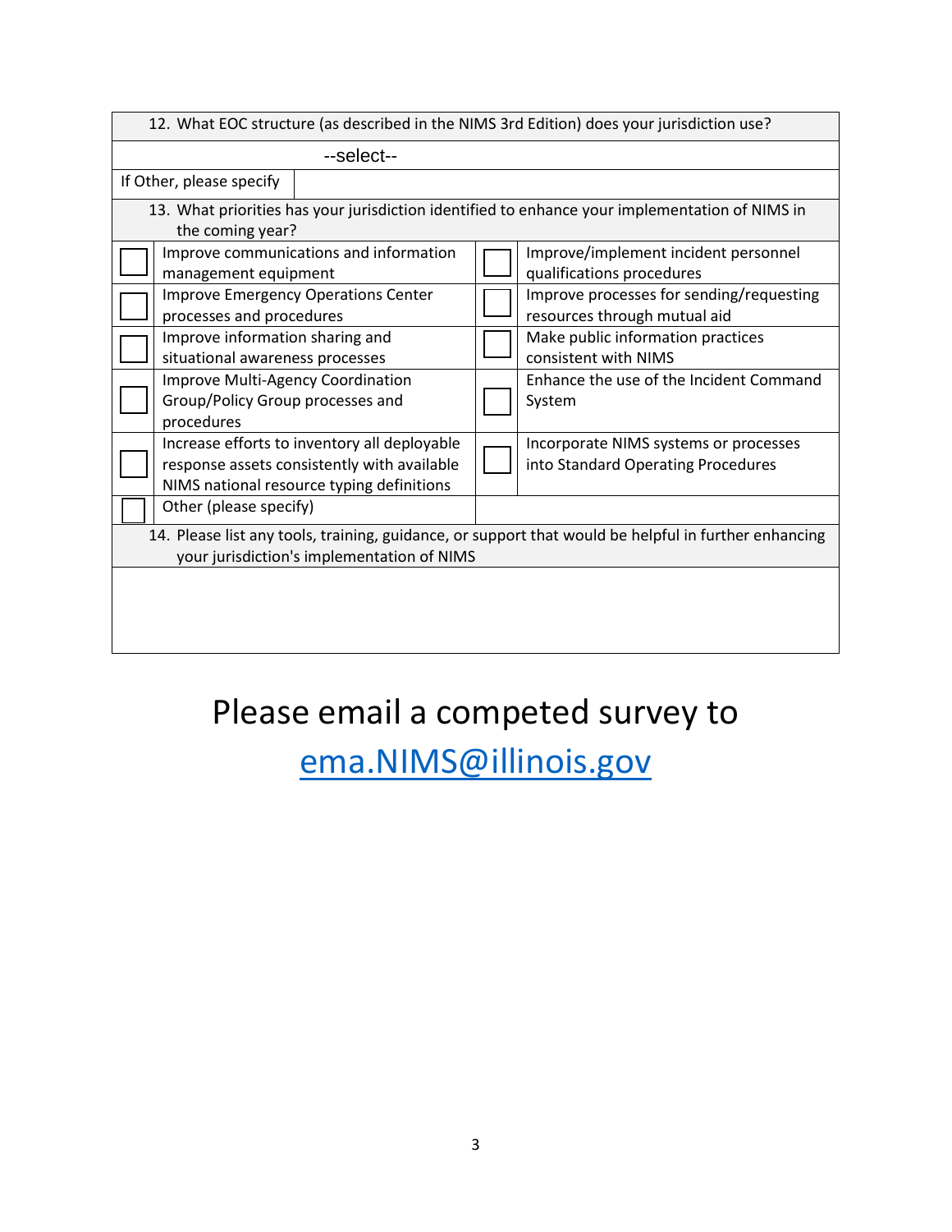| 12. What EOC structure (as described in the NIMS 3rd Edition) does your jurisdiction use? | | | |
|---|---|---|---|
| --select-- | | | |
| If Other, please specify | | | |
| 13. What priorities has your jurisdiction identified to enhance your implementation of NIMS in the coming year? | | | |
| ☐ | Improve communications and information management equipment | ☐ | Improve/implement incident personnel qualifications procedures |
| ☐ | Improve Emergency Operations Center processes and procedures | ☐ | Improve processes for sending/requesting resources through mutual aid |
| ☐ | Improve information sharing and situational awareness processes | ☐ | Make public information practices consistent with NIMS |
| ☐ | Improve Multi-Agency Coordination Group/Policy Group processes and procedures | ☐ | Enhance the use of the Incident Command System |
| ☐ | Increase efforts to inventory all deployable response assets consistently with available NIMS national resource typing definitions | ☐ | Incorporate NIMS systems or processes into Standard Operating Procedures |
| ☐ | Other (please specify) | | |
| 14. Please list any tools, training, guidance, or support that would be helpful in further enhancing your jurisdiction's implementation of NIMS | | | |
| | | | |

# Please email a competed survey to [ema.NIMS@illinois.gov](mailto:ema.NIMS@illinois.gov)